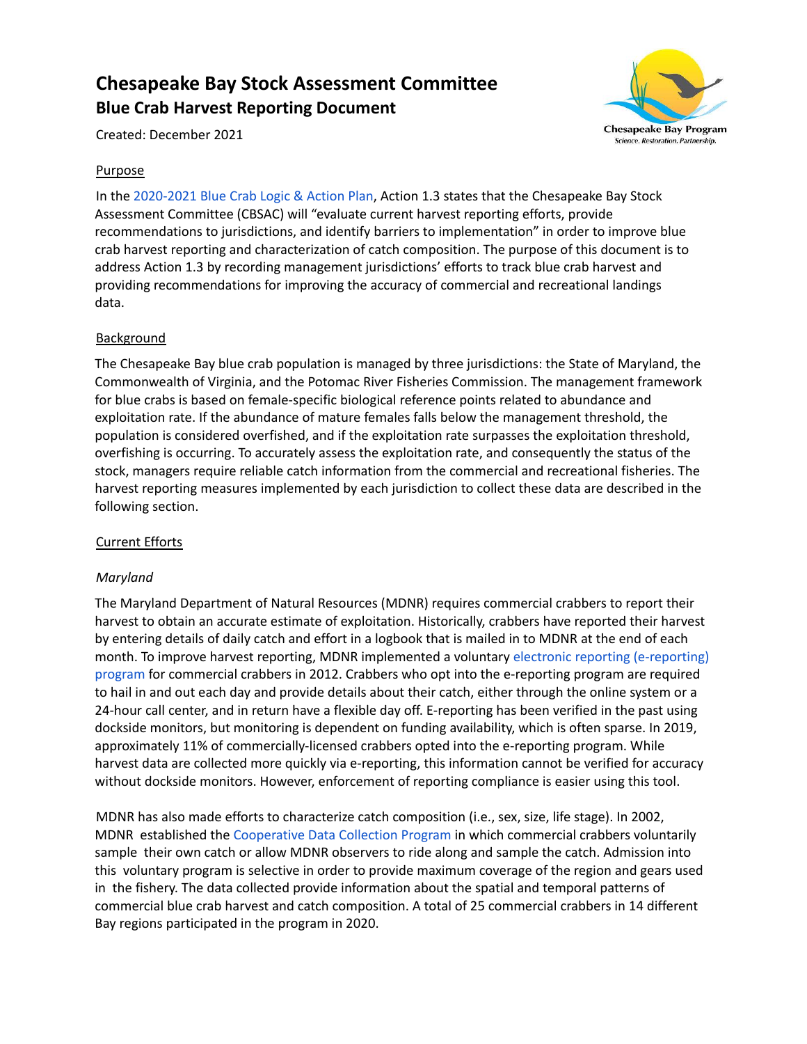# Chesapeake Bay Stock Assessment Committee
## Blue Crab Harvest Reporting Document

Created: December 2021

Purpose

In the 2020-2021 Blue Crab Logic & Action Plan, Action 1.3 states that the Chesapeake Bay Stock Assessment Committee (CBSAC) will "evaluate current harvest reporting efforts, provide recommendations to jurisdictions, and identify barriers to implementation" in order to improve blue crab harvest reporting and characterization of catch composition. The purpose of this document is to address Action 1.3 by recording management jurisdictions' efforts to track blue crab harvest and providing recommendations for improving the accuracy of commercial and recreational landings data.

Background

The Chesapeake Bay blue crab population is managed by three jurisdictions: the State of Maryland, the Commonwealth of Virginia, and the Potomac River Fisheries Commission. The management framework for blue crabs is based on female-specific biological reference points related to abundance and exploitation rate. If the abundance of mature females falls below the management threshold, the population is considered overfished, and if the exploitation rate surpasses the exploitation threshold, overfishing is occurring. To accurately assess the exploitation rate, and consequently the status of the stock, managers require reliable catch information from the commercial and recreational fisheries. The harvest reporting measures implemented by each jurisdiction to collect these data are described in the following section.

Current Efforts

*Maryland*

The Maryland Department of Natural Resources (MDNR) requires commercial crabbers to report their harvest to obtain an accurate estimate of exploitation. Historically, crabbers have reported their harvest by entering details of daily catch and effort in a logbook that is mailed in to MDNR at the end of each month. To improve harvest reporting, MDNR implemented a voluntary electronic reporting (e-reporting) program for commercial crabbers in 2012. Crabbers who opt into the e-reporting program are required to hail in and out each day and provide details about their catch, either through the online system or a 24-hour call center, and in return have a flexible day off. E-reporting has been verified in the past using dockside monitors, but monitoring is dependent on funding availability, which is often sparse. In 2019, approximately 11% of commercially-licensed crabbers opted into the e-reporting program. While harvest data are collected more quickly via e-reporting, this information cannot be verified for accuracy without dockside monitors. However, enforcement of reporting compliance is easier using this tool.

MDNR has also made efforts to characterize catch composition (i.e., sex, size, life stage). In 2002, MDNR established the Cooperative Data Collection Program in which commercial crabbers voluntarily sample their own catch or allow MDNR observers to ride along and sample the catch. Admission into this voluntary program is selective in order to provide maximum coverage of the region and gears used in the fishery. The data collected provide information about the spatial and temporal patterns of commercial blue crab harvest and catch composition. A total of 25 commercial crabbers in 14 different Bay regions participated in the program in 2020.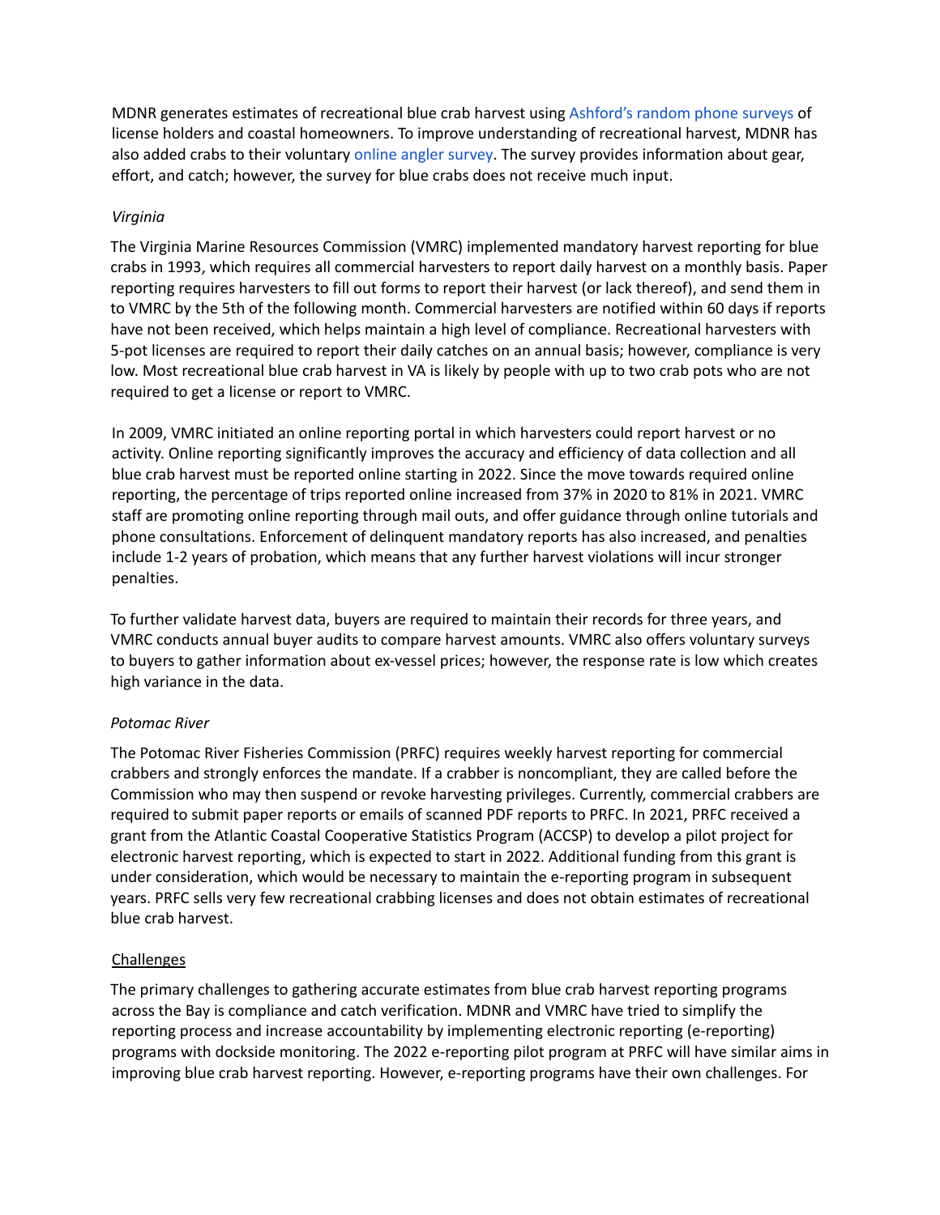MDNR generates estimates of recreational blue crab harvest using Ashford's random phone surveys of license holders and coastal homeowners. To improve understanding of recreational harvest, MDNR has also added crabs to their voluntary online angler survey. The survey provides information about gear, effort, and catch; however, the survey for blue crabs does not receive much input.

*Virginia*

The Virginia Marine Resources Commission (VMRC) implemented mandatory harvest reporting for blue crabs in 1993, which requires all commercial harvesters to report daily harvest on a monthly basis. Paper reporting requires harvesters to fill out forms to report their harvest (or lack thereof), and send them in to VMRC by the 5th of the following month. Commercial harvesters are notified within 60 days if reports have not been received, which helps maintain a high level of compliance. Recreational harvesters with 5-pot licenses are required to report their daily catches on an annual basis; however, compliance is very low. Most recreational blue crab harvest in VA is likely by people with up to two crab pots who are not required to get a license or report to VMRC.

In 2009, VMRC initiated an online reporting portal in which harvesters could report harvest or no activity. Online reporting significantly improves the accuracy and efficiency of data collection and all blue crab harvest must be reported online starting in 2022. Since the move towards required online reporting, the percentage of trips reported online increased from 37% in 2020 to 81% in 2021. VMRC staff are promoting online reporting through mail outs, and offer guidance through online tutorials and phone consultations. Enforcement of delinquent mandatory reports has also increased, and penalties include 1-2 years of probation, which means that any further harvest violations will incur stronger penalties.

To further validate harvest data, buyers are required to maintain their records for three years, and VMRC conducts annual buyer audits to compare harvest amounts. VMRC also offers voluntary surveys to buyers to gather information about ex-vessel prices; however, the response rate is low which creates high variance in the data.

*Potomac River*

The Potomac River Fisheries Commission (PRFC) requires weekly harvest reporting for commercial crabbers and strongly enforces the mandate. If a crabber is noncompliant, they are called before the Commission who may then suspend or revoke harvesting privileges. Currently, commercial crabbers are required to submit paper reports or emails of scanned PDF reports to PRFC. In 2021, PRFC received a grant from the Atlantic Coastal Cooperative Statistics Program (ACCSP) to develop a pilot project for electronic harvest reporting, which is expected to start in 2022. Additional funding from this grant is under consideration, which would be necessary to maintain the e-reporting program in subsequent years. PRFC sells very few recreational crabbing licenses and does not obtain estimates of recreational blue crab harvest.

<u>Challenges</u>

The primary challenges to gathering accurate estimates from blue crab harvest reporting programs across the Bay is compliance and catch verification. MDNR and VMRC have tried to simplify the reporting process and increase accountability by implementing electronic reporting (e-reporting) programs with dockside monitoring. The 2022 e-reporting pilot program at PRFC will have similar aims in improving blue crab harvest reporting. However, e-reporting programs have their own challenges. For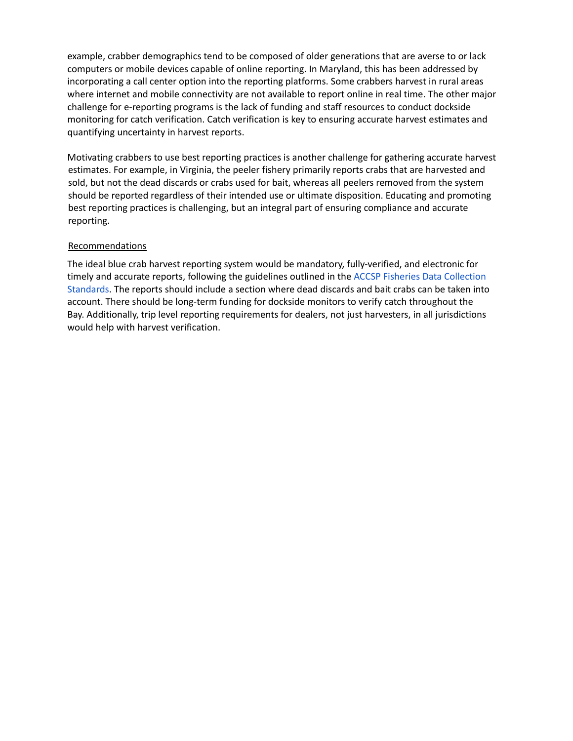example, crabber demographics tend to be composed of older generations that are averse to or lack computers or mobile devices capable of online reporting. In Maryland, this has been addressed by incorporating a call center option into the reporting platforms. Some crabbers harvest in rural areas where internet and mobile connectivity are not available to report online in real time. The other major challenge for e-reporting programs is the lack of funding and staff resources to conduct dockside monitoring for catch verification. Catch verification is key to ensuring accurate harvest estimates and quantifying uncertainty in harvest reports.

Motivating crabbers to use best reporting practices is another challenge for gathering accurate harvest estimates. For example, in Virginia, the peeler fishery primarily reports crabs that are harvested and sold, but not the dead discards or crabs used for bait, whereas all peelers removed from the system should be reported regardless of their intended use or ultimate disposition. Educating and promoting best reporting practices is challenging, but an integral part of ensuring compliance and accurate reporting.

## Recommendations

The ideal blue crab harvest reporting system would be mandatory, fully-verified, and electronic for timely and accurate reports, following the guidelines outlined in the ACCSP Fisheries Data Collection Standards. The reports should include a section where dead discards and bait crabs can be taken into account. There should be long-term funding for dockside monitors to verify catch throughout the Bay. Additionally, trip level reporting requirements for dealers, not just harvesters, in all jurisdictions would help with harvest verification.